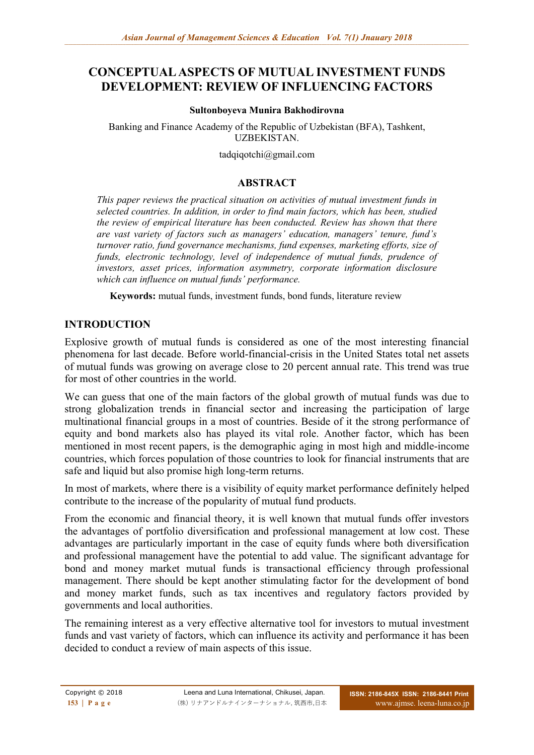# CONCEPTUAL ASPECTS OF MUTUAL INVESTMENT FUNDS DEVELOPMENT: REVIEW OF INFLUENCING FACTORS

**Sultonboyeva Munira Bakhodirovna**

Banking and Finance Academy of the Republic of Uzbekistan (BFA), Tashkent, UZBEKISTAN.

tadqiqotchi@gmail.com

## ABSTRACT

*This paper reviews the practical situation on activities of mutual investment funds in selected countries. In addition, in order to find main factors, which has been, studied the review of empirical literature has been conducted. Review has shown that there are vast variety of factors such as managers' education, managers' tenure, fund's turnover ratio, fund governance mechanisms, fund expenses, marketing efforts, size of funds, electronic technology, level of independence of mutual funds, prudence of investors, asset prices, information asymmetry, corporate information disclosure which can influence on mutual funds' performance.*

**Keywords:** mutual funds, investment funds, bond funds, literature review

## INTRODUCTION

Explosive growth of mutual funds is considered as one of the most interesting financial phenomena for last decade. Before world-financial-crisis in the United States total net assets of mutual funds was growing on average close to 20 percent annual rate. This trend was true for most of other countries in the world.

We can guess that one of the main factors of the global growth of mutual funds was due to strong globalization trends in financial sector and increasing the participation of large multinational financial groups in a most of countries. Beside of it the strong performance of equity and bond markets also has played its vital role. Another factor, which has been mentioned in most recent papers, is the demographic aging in most high and middle-income countries, which forces population of those countries to look for financial instruments that are safe and liquid but also promise high long-term returns.

In most of markets, where there is a visibility of equity market performance definitely helped contribute to the increase of the popularity of mutual fund products.

From the economic and financial theory, it is well known that mutual funds offer investors the advantages of portfolio diversification and professional management at low cost. These advantages are particularly important in the case of equity funds where both diversification and professional management have the potential to add value. The significant advantage for bond and money market mutual funds is transactional efficiency through professional management. There should be kept another stimulating factor for the development of bond and money market funds, such as tax incentives and regulatory factors provided by governments and local authorities.

The remaining interest as a very effective alternative tool for investors to mutual investment funds and vast variety of factors, which can influence its activity and performance it has been decided to conduct a review of main aspects of this issue.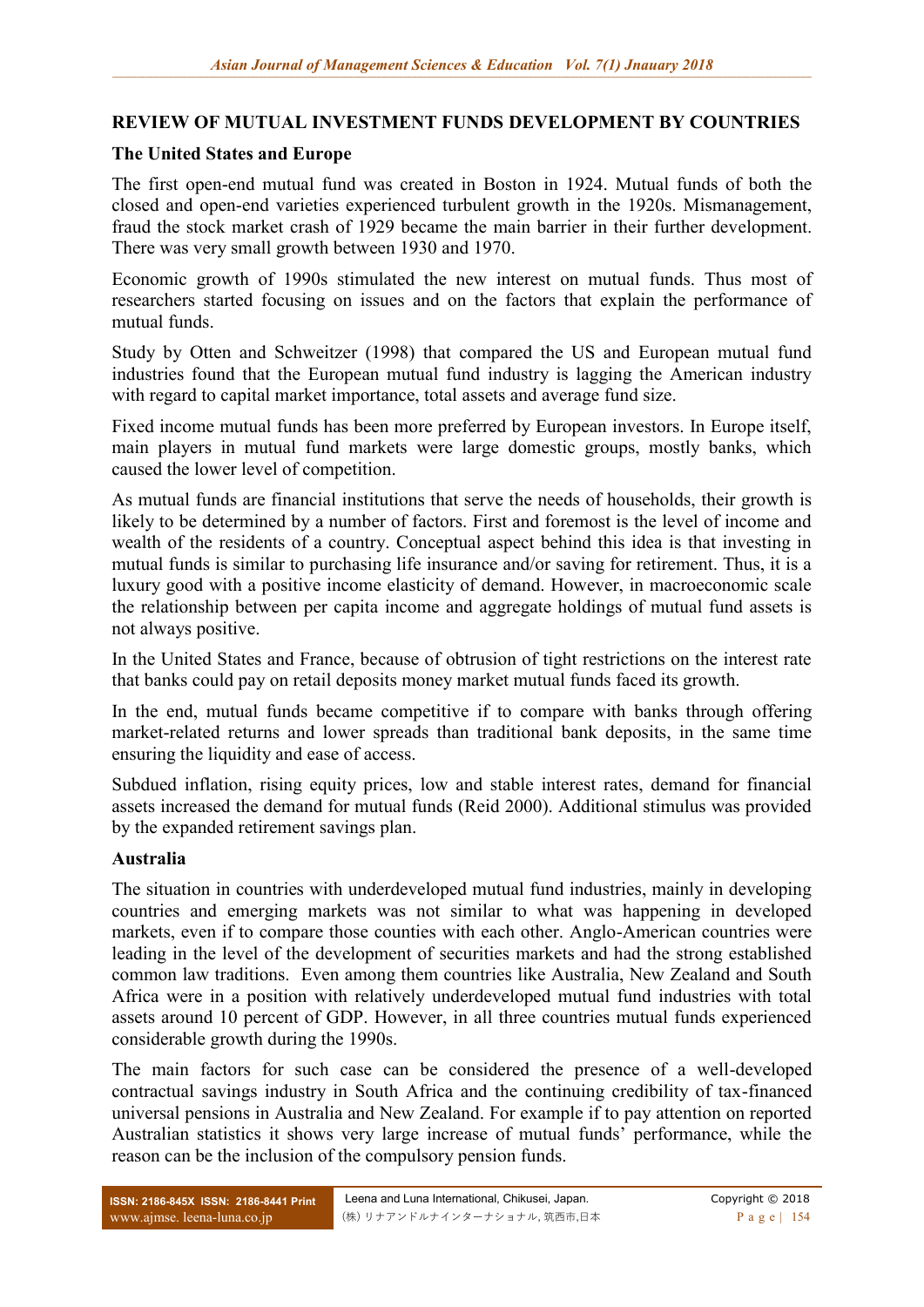## REVIEW OF MUTUAL INVESTMENT FUNDS DEVELOPMENT BY COUNTRIES

### The United States and Europe

The first open-end mutual fund was created in Boston in 1924. Mutual funds of both the closed and open-end varieties experienced turbulent growth in the 1920s. Mismanagement, fraud the stock market crash of 1929 became the main barrier in their further development. There was very small growth between 1930 and 1970.

Economic growth of 1990s stimulated the new interest on mutual funds. Thus most of researchers started focusing on issues and on the factors that explain the performance of mutual funds.

Study by Otten and Schweitzer (1998) that compared the US and European mutual fund industries found that the European mutual fund industry is lagging the American industry with regard to capital market importance, total assets and average fund size.

Fixed income mutual funds has been more preferred by European investors. In Europe itself, main players in mutual fund markets were large domestic groups, mostly banks, which caused the lower level of competition.

As mutual funds are financial institutions that serve the needs of households, their growth is likely to be determined by a number of factors. First and foremost is the level of income and wealth of the residents of a country. Conceptual aspect behind this idea is that investing in mutual funds is similar to purchasing life insurance and/or saving for retirement. Thus, it is a luxury good with a positive income elasticity of demand. However, in macroeconomic scale the relationship between per capita income and aggregate holdings of mutual fund assets is not always positive.

In the United States and France, because of obtrusion of tight restrictions on the interest rate that banks could pay on retail deposits money market mutual funds faced its growth.

In the end, mutual funds became competitive if to compare with banks through offering market-related returns and lower spreads than traditional bank deposits, in the same time ensuring the liquidity and ease of access.

Subdued inflation, rising equity prices, low and stable interest rates, demand for financial assets increased the demand for mutual funds (Reid 2000). Additional stimulus was provided by the expanded retirement savings plan.

### Australia

The situation in countries with underdeveloped mutual fund industries, mainly in developing countries and emerging markets was not similar to what was happening in developed markets, even if to compare those counties with each other. Anglo-American countries were leading in the level of the development of securities markets and had the strong established common law traditions. Even among them countries like Australia, New Zealand and South Africa were in a position with relatively underdeveloped mutual fund industries with total assets around 10 percent of GDP. However, in all three countries mutual funds experienced considerable growth during the 1990s.

The main factors for such case can be considered the presence of a well-developed contractual savings industry in South Africa and the continuing credibility of tax-financed universal pensions in Australia and New Zealand. For example if to pay attention on reported Australian statistics it shows very large increase of mutual funds' performance, while the reason can be the inclusion of the compulsory pension funds.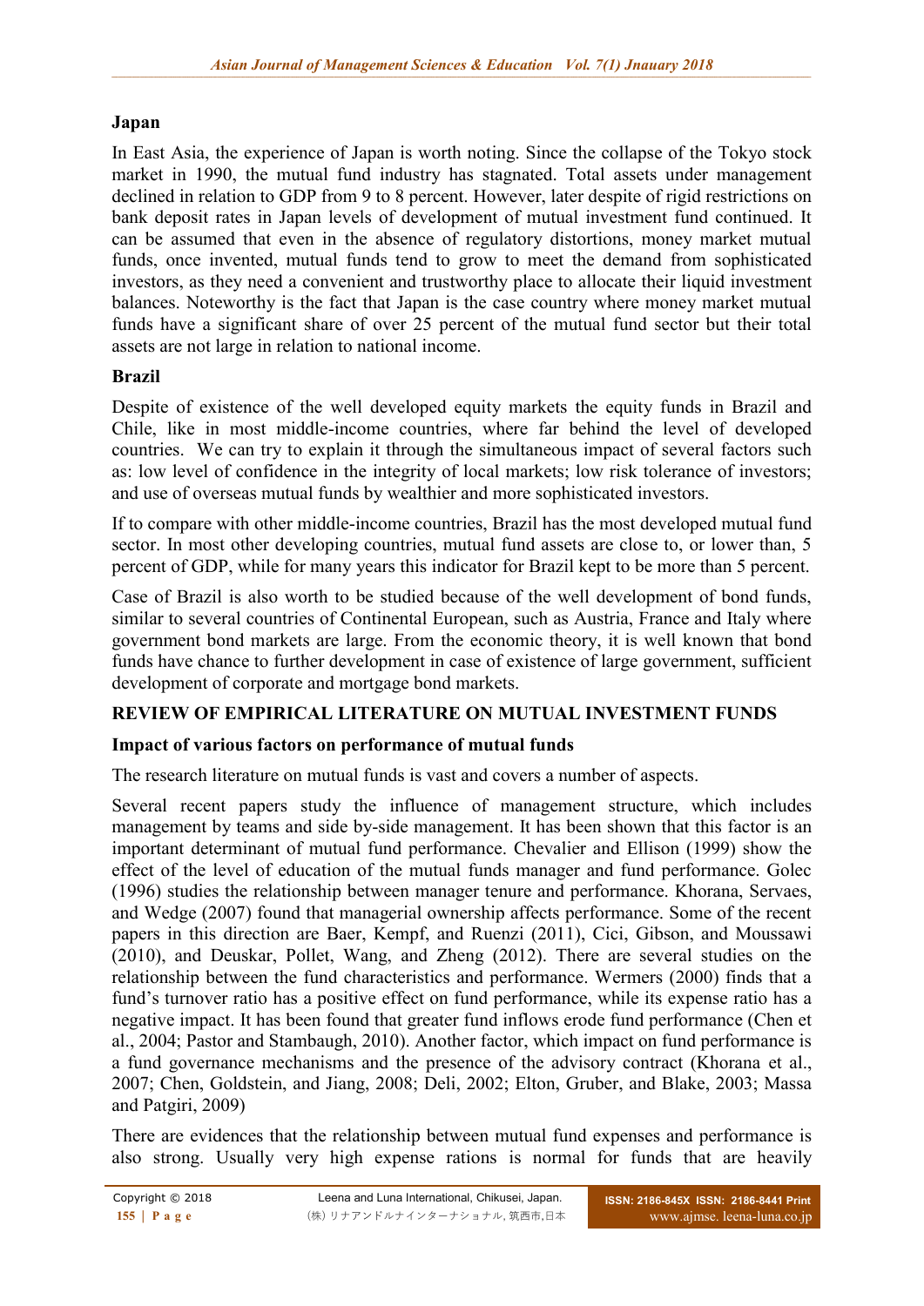### Japan

In East Asia, the experience of Japan is worth noting. Since the collapse of the Tokyo stock market in 1990, the mutual fund industry has stagnated. Total assets under management declined in relation to GDP from 9 to 8 percent. However, later despite of rigid restrictions on bank deposit rates in Japan levels of development of mutual investment fund continued. It can be assumed that even in the absence of regulatory distortions, money market mutual funds, once invented, mutual funds tend to grow to meet the demand from sophisticated investors, as they need a convenient and trustworthy place to allocate their liquid investment balances. Noteworthy is the fact that Japan is the case country where money market mutual funds have a significant share of over 25 percent of the mutual fund sector but their total assets are not large in relation to national income.

### Brazil

Despite of existence of the well developed equity markets the equity funds in Brazil and Chile, like in most middle-income countries, where far behind the level of developed countries. We can try to explain it through the simultaneous impact of several factors such as: low level of confidence in the integrity of local markets; low risk tolerance of investors; and use of overseas mutual funds by wealthier and more sophisticated investors.

If to compare with other middle-income countries, Brazil has the most developed mutual fund sector. In most other developing countries, mutual fund assets are close to, or lower than, 5 percent of GDP, while for many years this indicator for Brazil kept to be more than 5 percent.

Case of Brazil is also worth to be studied because of the well development of bond funds, similar to several countries of Continental European, such as Austria, France and Italy where government bond markets are large. From the economic theory, it is well known that bond funds have chance to further development in case of existence of large government, sufficient development of corporate and mortgage bond markets.

## REVIEW OF EMPIRICAL LITERATURE ON MUTUAL INVESTMENT FUNDS

### Impact of various factors on performance of mutual funds

The research literature on mutual funds is vast and covers a number of aspects.

Several recent papers study the influence of management structure, which includes management by teams and side by-side management. It has been shown that this factor is an important determinant of mutual fund performance. Chevalier and Ellison (1999) show the effect of the level of education of the mutual funds manager and fund performance. Golec (1996) studies the relationship between manager tenure and performance. Khorana, Servaes, and Wedge (2007) found that managerial ownership affects performance. Some of the recent papers in this direction are Baer, Kempf, and Ruenzi (2011), Cici, Gibson, and Moussawi (2010), and Deuskar, Pollet, Wang, and Zheng (2012). There are several studies on the relationship between the fund characteristics and performance. Wermers (2000) finds that a fund's turnover ratio has a positive effect on fund performance, while its expense ratio has a negative impact. It has been found that greater fund inflows erode fund performance (Chen et al., 2004; Pastor and Stambaugh, 2010). Another factor, which impact on fund performance is a fund governance mechanisms and the presence of the advisory contract (Khorana et al., 2007; Chen, Goldstein, and Jiang, 2008; Deli, 2002; Elton, Gruber, and Blake, 2003; Massa and Patgiri, 2009)

There are evidences that the relationship between mutual fund expenses and performance is also strong. Usually very high expense rations is normal for funds that are heavily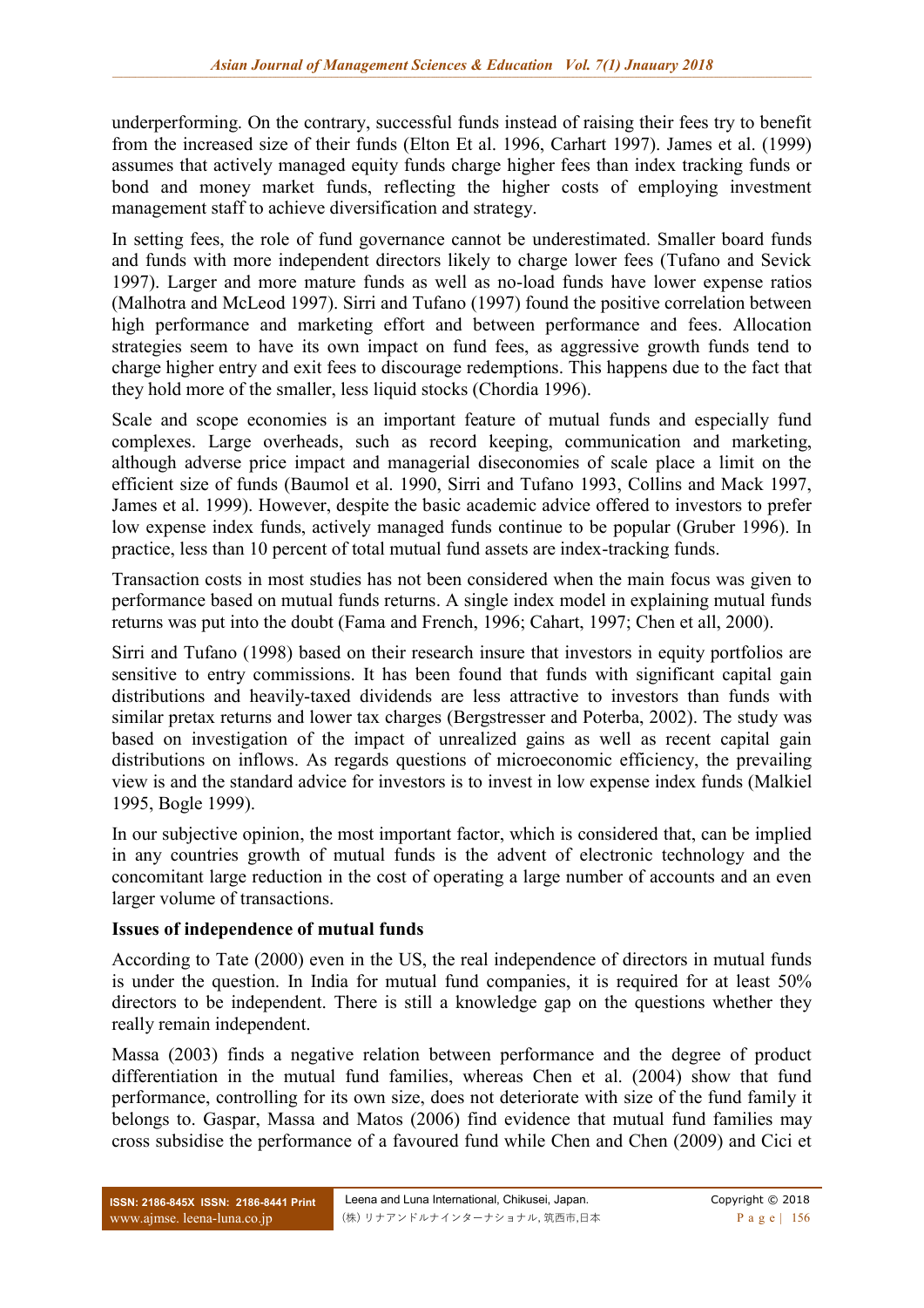underperforming. On the contrary, successful funds instead of raising their fees try to benefit from the increased size of their funds (Elton Et al. 1996, Carhart 1997). James et al. (1999) assumes that actively managed equity funds charge higher fees than index tracking funds or bond and money market funds, reflecting the higher costs of employing investment management staff to achieve diversification and strategy.

In setting fees, the role of fund governance cannot be underestimated. Smaller board funds and funds with more independent directors likely to charge lower fees (Tufano and Sevick 1997). Larger and more mature funds as well as no-load funds have lower expense ratios (Malhotra and McLeod 1997). Sirri and Tufano (1997) found the positive correlation between high performance and marketing effort and between performance and fees. Allocation strategies seem to have its own impact on fund fees, as aggressive growth funds tend to charge higher entry and exit fees to discourage redemptions. This happens due to the fact that they hold more of the smaller, less liquid stocks (Chordia 1996).

Scale and scope economies is an important feature of mutual funds and especially fund complexes. Large overheads, such as record keeping, communication and marketing, although adverse price impact and managerial diseconomies of scale place a limit on the efficient size of funds (Baumol et al. 1990, Sirri and Tufano 1993, Collins and Mack 1997, James et al. 1999). However, despite the basic academic advice offered to investors to prefer low expense index funds, actively managed funds continue to be popular (Gruber 1996). In practice, less than 10 percent of total mutual fund assets are index-tracking funds.

Transaction costs in most studies has not been considered when the main focus was given to performance based on mutual funds returns. A single index model in explaining mutual funds returns was put into the doubt (Fama and French, 1996; Cahart, 1997; Chen et all, 2000).

Sirri and Tufano (1998) based on their research insure that investors in equity portfolios are sensitive to entry commissions. It has been found that funds with significant capital gain distributions and heavily-taxed dividends are less attractive to investors than funds with similar pretax returns and lower tax charges (Bergstresser and Poterba, 2002). The study was based on investigation of the impact of unrealized gains as well as recent capital gain distributions on inflows. As regards questions of microeconomic efficiency, the prevailing view is and the standard advice for investors is to invest in low expense index funds (Malkiel 1995, Bogle 1999).

In our subjective opinion, the most important factor, which is considered that, can be implied in any countries growth of mutual funds is the advent of electronic technology and the concomitant large reduction in the cost of operating a large number of accounts and an even larger volume of transactions.

**Issues of independence of mutual funds**

According to Tate (2000) even in the US, the real independence of directors in mutual funds is under the question. In India for mutual fund companies, it is required for at least 50% directors to be independent. There is still a knowledge gap on the questions whether they really remain independent.

Massa (2003) finds a negative relation between performance and the degree of product differentiation in the mutual fund families, whereas Chen et al. (2004) show that fund performance, controlling for its own size, does not deteriorate with size of the fund family it belongs to. Gaspar, Massa and Matos (2006) find evidence that mutual fund families may cross subsidise the performance of a favoured fund while Chen and Chen (2009) and Cici et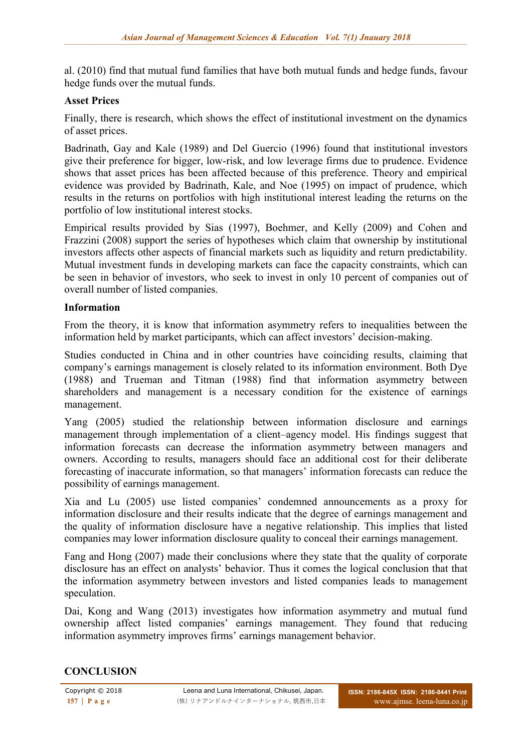al. (2010) find that mutual fund families that have both mutual funds and hedge funds, favour hedge funds over the mutual funds.

**Asset Prices**

Finally, there is research, which shows the effect of institutional investment on the dynamics of asset prices.

Badrinath, Gay and Kale (1989) and Del Guercio (1996) found that institutional investors give their preference for bigger, low-risk, and low leverage firms due to prudence. Evidence shows that asset prices has been affected because of this preference. Theory and empirical evidence was provided by Badrinath, Kale, and Noe (1995) on impact of prudence, which results in the returns on portfolios with high institutional interest leading the returns on the portfolio of low institutional interest stocks.

Empirical results provided by Sias (1997), Boehmer, and Kelly (2009) and Cohen and Frazzini (2008) support the series of hypotheses which claim that ownership by institutional investors affects other aspects of financial markets such as liquidity and return predictability. Mutual investment funds in developing markets can face the capacity constraints, which can be seen in behavior of investors, who seek to invest in only 10 percent of companies out of overall number of listed companies.

**Information**

From the theory, it is know that information asymmetry refers to inequalities between the information held by market participants, which can affect investors' decision-making.

Studies conducted in China and in other countries have coinciding results, claiming that company's earnings management is closely related to its information environment. Both Dye (1988) and Trueman and Titman (1988) find that information asymmetry between shareholders and management is a necessary condition for the existence of earnings management.

Yang (2005) studied the relationship between information disclosure and earnings management through implementation of a client–agency model. His findings suggest that information forecasts can decrease the information asymmetry between managers and owners. According to results, managers should face an additional cost for their deliberate forecasting of inaccurate information, so that managers' information forecasts can reduce the possibility of earnings management.

Xia and Lu (2005) use listed companies' condemned announcements as a proxy for information disclosure and their results indicate that the degree of earnings management and the quality of information disclosure have a negative relationship. This implies that listed companies may lower information disclosure quality to conceal their earnings management.

Fang and Hong (2007) made their conclusions where they state that the quality of corporate disclosure has an effect on analysts' behavior. Thus it comes the logical conclusion that that the information asymmetry between investors and listed companies leads to management speculation.

Dai, Kong and Wang (2013) investigates how information asymmetry and mutual fund ownership affect listed companies' earnings management. They found that reducing information asymmetry improves firms' earnings management behavior.

## CONCLUSION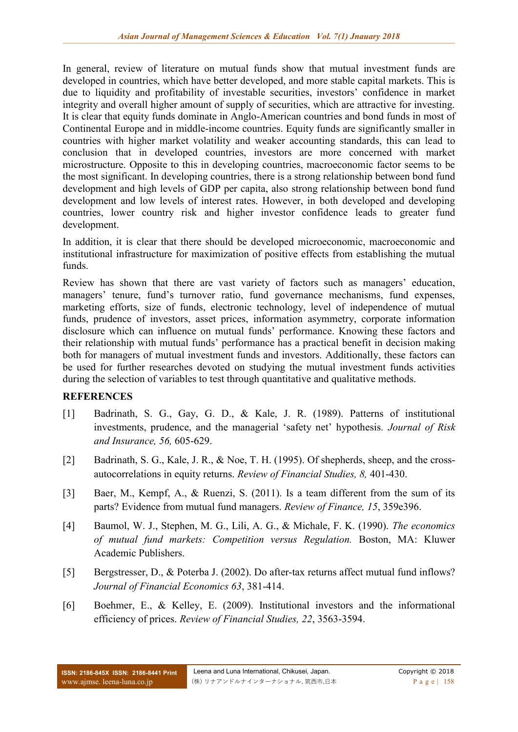In general, review of literature on mutual funds show that mutual investment funds are developed in countries, which have better developed, and more stable capital markets. This is due to liquidity and profitability of investable securities, investors' confidence in market integrity and overall higher amount of supply of securities, which are attractive for investing. It is clear that equity funds dominate in Anglo-American countries and bond funds in most of Continental Europe and in middle-income countries. Equity funds are significantly smaller in countries with higher market volatility and weaker accounting standards, this can lead to conclusion that in developed countries, investors are more concerned with market microstructure. Opposite to this in developing countries, macroeconomic factor seems to be the most significant. In developing countries, there is a strong relationship between bond fund development and high levels of GDP per capita, also strong relationship between bond fund development and low levels of interest rates. However, in both developed and developing countries, lower country risk and higher investor confidence leads to greater fund development.

In addition, it is clear that there should be developed microeconomic, macroeconomic and institutional infrastructure for maximization of positive effects from establishing the mutual funds.

Review has shown that there are vast variety of factors such as managers' education, managers' tenure, fund's turnover ratio, fund governance mechanisms, fund expenses, marketing efforts, size of funds, electronic technology, level of independence of mutual funds, prudence of investors, asset prices, information asymmetry, corporate information disclosure which can influence on mutual funds' performance. Knowing these factors and their relationship with mutual funds' performance has a practical benefit in decision making both for managers of mutual investment funds and investors. Additionally, these factors can be used for further researches devoted on studying the mutual investment funds activities during the selection of variables to test through quantitative and qualitative methods.

## REFERENCES

[1] Badrinath, S. G., Gay, G. D., & Kale, J. R. (1989). Patterns of institutional investments, prudence, and the managerial 'safety net' hypothesis. *Journal of Risk and Insurance, 56,* 605-629.

[2] Badrinath, S. G., Kale, J. R., & Noe, T. H. (1995). Of shepherds, sheep, and the cross-autocorrelations in equity returns. *Review of Financial Studies, 8,* 401-430.

[3] Baer, M., Kempf, A., & Ruenzi, S. (2011). Is a team different from the sum of its parts? Evidence from mutual fund managers. *Review of Finance, 15*, 359e396.

[4] Baumol, W. J., Stephen, M. G., Lili, A. G., & Michale, F. K. (1990). *The economics of mutual fund markets: Competition versus Regulation.* Boston, MA: Kluwer Academic Publishers.

[5] Bergstresser, D., & Poterba J. (2002). Do after-tax returns affect mutual fund inflows? *Journal of Financial Economics 63*, 381-414.

[6] Boehmer, E., & Kelley, E. (2009). Institutional investors and the informational efficiency of prices. *Review of Financial Studies, 22*, 3563-3594.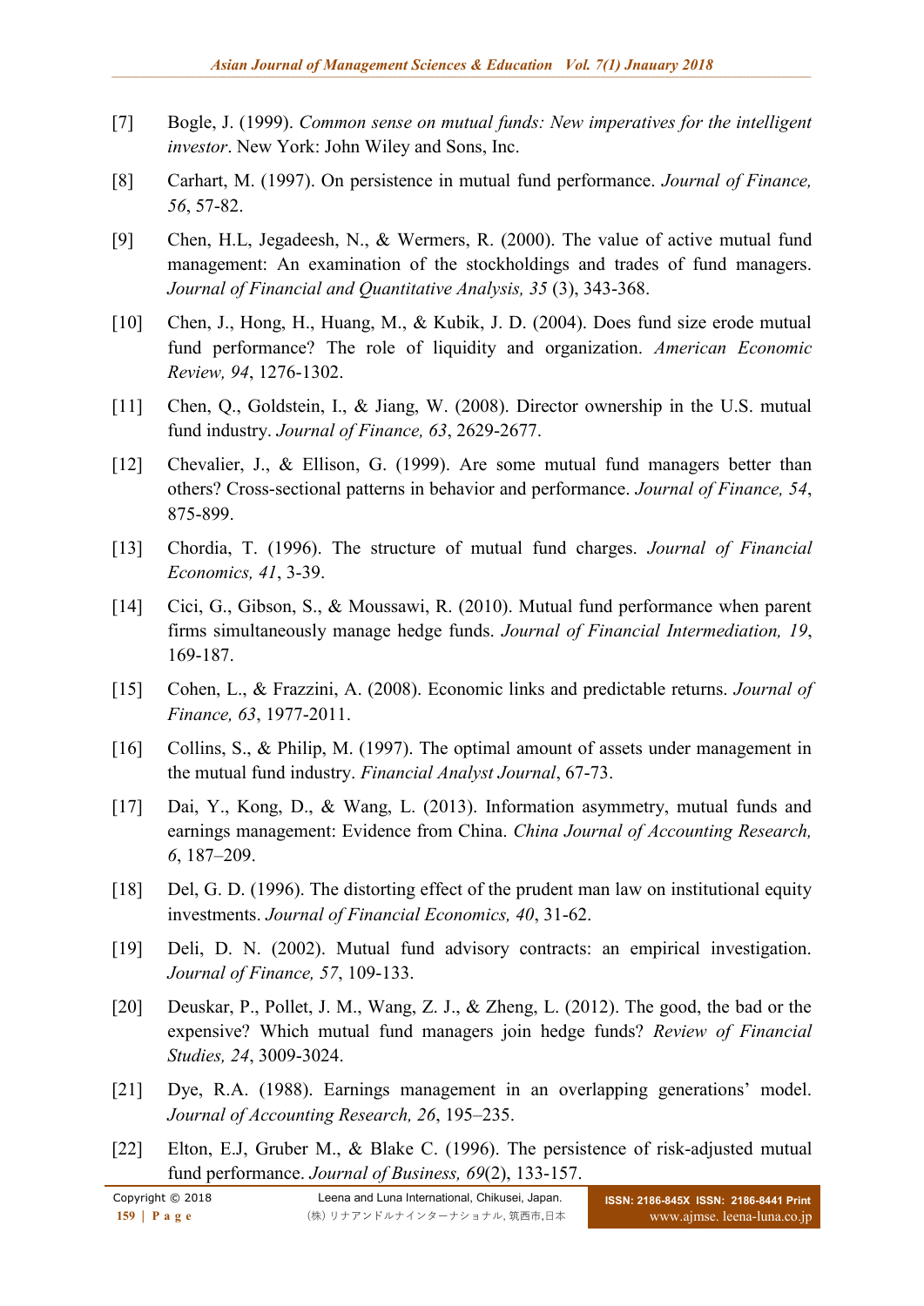[7] Bogle, J. (1999). *Common sense on mutual funds: New imperatives for the intelligent investor*. New York: John Wiley and Sons, Inc.

[8] Carhart, M. (1997). On persistence in mutual fund performance. *Journal of Finance, 56*, 57-82.

[9] Chen, H.L, Jegadeesh, N., & Wermers, R. (2000). The value of active mutual fund management: An examination of the stockholdings and trades of fund managers. *Journal of Financial and Quantitative Analysis, 35* (3), 343-368.

[10] Chen, J., Hong, H., Huang, M., & Kubik, J. D. (2004). Does fund size erode mutual fund performance? The role of liquidity and organization. *American Economic Review, 94*, 1276-1302.

[11] Chen, Q., Goldstein, I., & Jiang, W. (2008). Director ownership in the U.S. mutual fund industry. *Journal of Finance, 63*, 2629-2677.

[12] Chevalier, J., & Ellison, G. (1999). Are some mutual fund managers better than others? Cross-sectional patterns in behavior and performance. *Journal of Finance, 54*, 875-899.

[13] Chordia, T. (1996). The structure of mutual fund charges. *Journal of Financial Economics, 41*, 3-39.

[14] Cici, G., Gibson, S., & Moussawi, R. (2010). Mutual fund performance when parent firms simultaneously manage hedge funds. *Journal of Financial Intermediation, 19*, 169-187.

[15] Cohen, L., & Frazzini, A. (2008). Economic links and predictable returns. *Journal of Finance, 63*, 1977-2011.

[16] Collins, S., & Philip, M. (1997). The optimal amount of assets under management in the mutual fund industry. *Financial Analyst Journal*, 67-73.

[17] Dai, Y., Kong, D., & Wang, L. (2013). Information asymmetry, mutual funds and earnings management: Evidence from China. *China Journal of Accounting Research, 6*, 187–209.

[18] Del, G. D. (1996). The distorting effect of the prudent man law on institutional equity investments. *Journal of Financial Economics, 40*, 31-62.

[19] Deli, D. N. (2002). Mutual fund advisory contracts: an empirical investigation. *Journal of Finance, 57*, 109-133.

[20] Deuskar, P., Pollet, J. M., Wang, Z. J., & Zheng, L. (2012). The good, the bad or the expensive? Which mutual fund managers join hedge funds? *Review of Financial Studies, 24*, 3009-3024.

[21] Dye, R.A. (1988). Earnings management in an overlapping generations' model. *Journal of Accounting Research, 26*, 195–235.

[22] Elton, E.J, Gruber M., & Blake C. (1996). The persistence of risk-adjusted mutual fund performance. *Journal of Business, 69*(2), 133-157.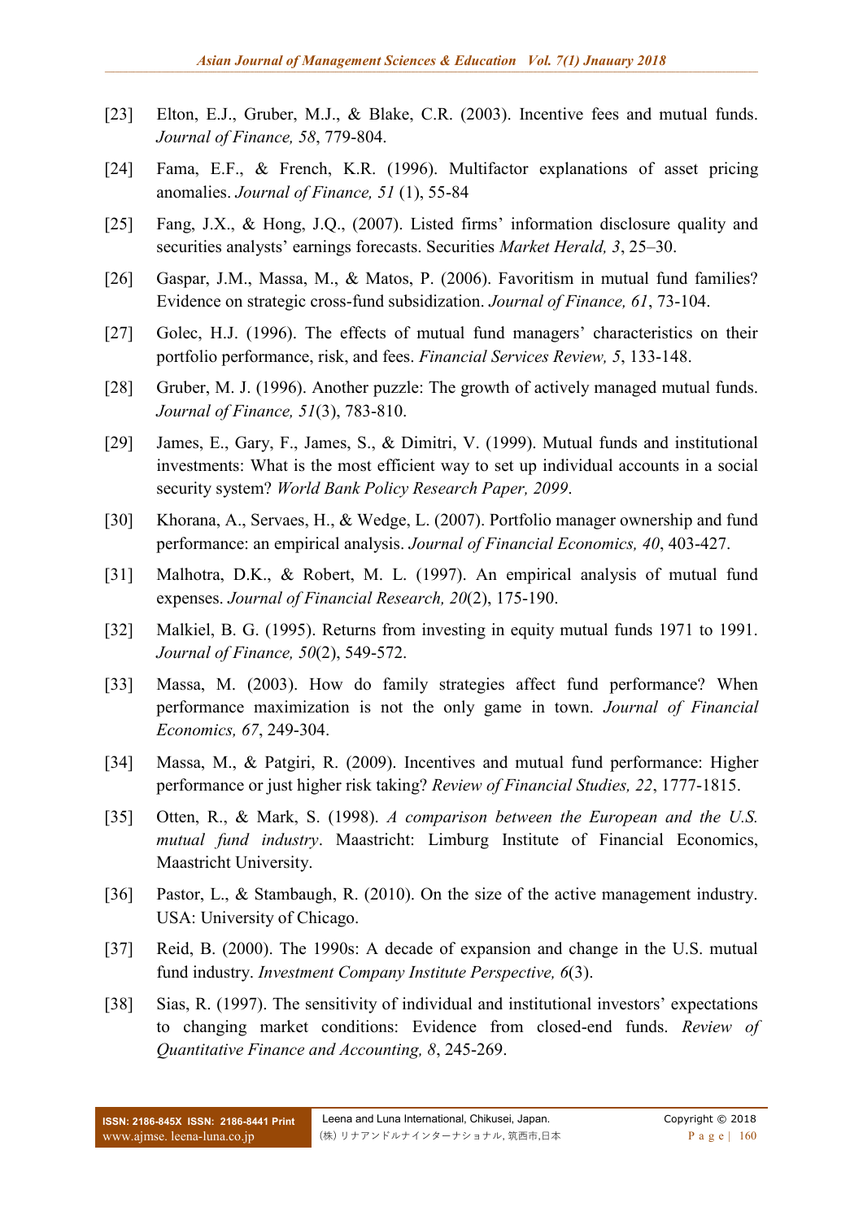[23] Elton, E.J., Gruber, M.J., & Blake, C.R. (2003). Incentive fees and mutual funds. *Journal of Finance, 58*, 779-804.

[24] Fama, E.F., & French, K.R. (1996). Multifactor explanations of asset pricing anomalies. *Journal of Finance, 51* (1), 55-84

[25] Fang, J.X., & Hong, J.Q., (2007). Listed firms' information disclosure quality and securities analysts' earnings forecasts. Securities *Market Herald, 3*, 25–30.

[26] Gaspar, J.M., Massa, M., & Matos, P. (2006). Favoritism in mutual fund families? Evidence on strategic cross-fund subsidization. *Journal of Finance, 61*, 73-104.

[27] Golec, H.J. (1996). The effects of mutual fund managers' characteristics on their portfolio performance, risk, and fees. *Financial Services Review, 5*, 133-148.

[28] Gruber, M. J. (1996). Another puzzle: The growth of actively managed mutual funds. *Journal of Finance, 51*(3), 783-810.

[29] James, E., Gary, F., James, S., & Dimitri, V. (1999). Mutual funds and institutional investments: What is the most efficient way to set up individual accounts in a social security system? *World Bank Policy Research Paper, 2099*.

[30] Khorana, A., Servaes, H., & Wedge, L. (2007). Portfolio manager ownership and fund performance: an empirical analysis. *Journal of Financial Economics, 40*, 403-427.

[31] Malhotra, D.K., & Robert, M. L. (1997). An empirical analysis of mutual fund expenses. *Journal of Financial Research, 20*(2), 175-190.

[32] Malkiel, B. G. (1995). Returns from investing in equity mutual funds 1971 to 1991. *Journal of Finance, 50*(2), 549-572.

[33] Massa, M. (2003). How do family strategies affect fund performance? When performance maximization is not the only game in town. *Journal of Financial Economics, 67*, 249-304.

[34] Massa, M., & Patgiri, R. (2009). Incentives and mutual fund performance: Higher performance or just higher risk taking? *Review of Financial Studies, 22*, 1777-1815.

[35] Otten, R., & Mark, S. (1998). *A comparison between the European and the U.S. mutual fund industry*. Maastricht: Limburg Institute of Financial Economics, Maastricht University.

[36] Pastor, L., & Stambaugh, R. (2010). On the size of the active management industry. USA: University of Chicago.

[37] Reid, B. (2000). The 1990s: A decade of expansion and change in the U.S. mutual fund industry. *Investment Company Institute Perspective, 6*(3).

[38] Sias, R. (1997). The sensitivity of individual and institutional investors' expectations to changing market conditions: Evidence from closed-end funds. *Review of Quantitative Finance and Accounting, 8*, 245-269.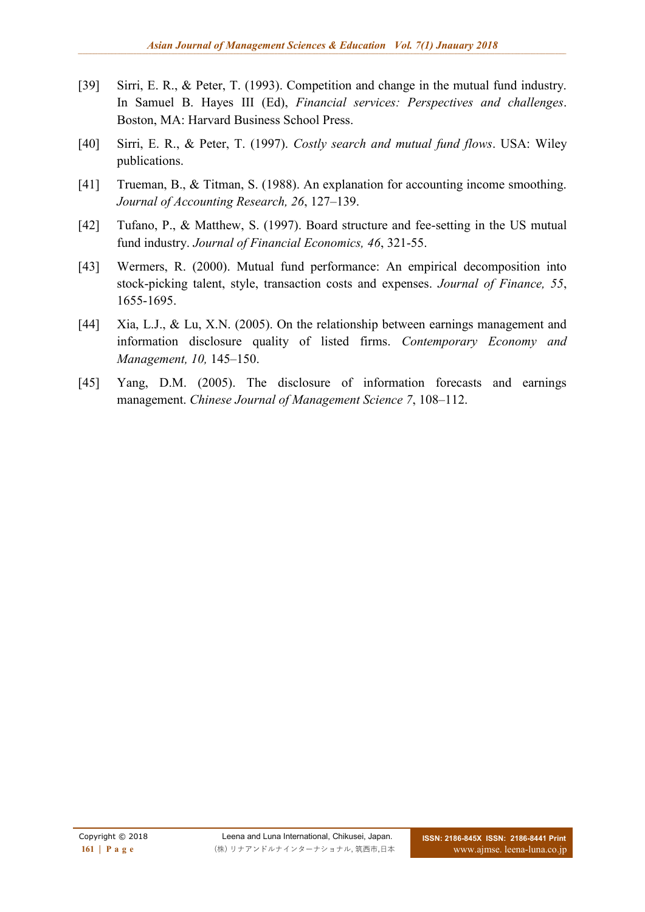[39] Sirri, E. R., & Peter, T. (1993). Competition and change in the mutual fund industry. In Samuel B. Hayes III (Ed), *Financial services: Perspectives and challenges*. Boston, MA: Harvard Business School Press.

[40] Sirri, E. R., & Peter, T. (1997). *Costly search and mutual fund flows*. USA: Wiley publications.

[41] Trueman, B., & Titman, S. (1988). An explanation for accounting income smoothing. *Journal of Accounting Research, 26*, 127–139.

[42] Tufano, P., & Matthew, S. (1997). Board structure and fee-setting in the US mutual fund industry. *Journal of Financial Economics, 46*, 321-55.

[43] Wermers, R. (2000). Mutual fund performance: An empirical decomposition into stock-picking talent, style, transaction costs and expenses. *Journal of Finance, 55*, 1655-1695.

[44] Xia, L.J., & Lu, X.N. (2005). On the relationship between earnings management and information disclosure quality of listed firms. *Contemporary Economy and Management, 10,* 145–150.

[45] Yang, D.M. (2005). The disclosure of information forecasts and earnings management. *Chinese Journal of Management Science 7*, 108–112.